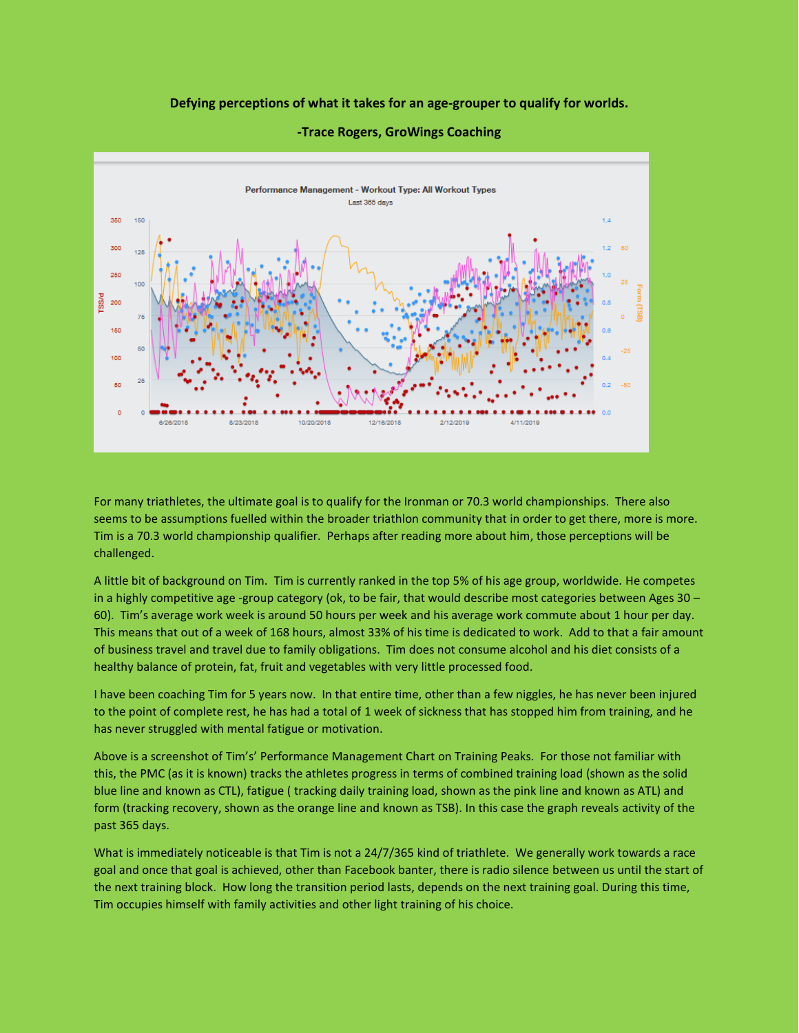**Defying perceptions of what it takes for an age-grouper to qualify for worlds.**

**-Trace Rogers, GroWings Coaching**

For many triathletes, the ultimate goal is to qualify for the Ironman or 70.3 world championships. There also seems to be assumptions fuelled within the broader triathlon community that in order to get there, more is more. Tim is a 70.3 world championship qualifier. Perhaps after reading more about him, those perceptions will be challenged.

A little bit of background on Tim. Tim is currently ranked in the top 5% of his age group, worldwide. He competes in a highly competitive age -group category (ok, to be fair, that would describe most categories between Ages 30 – 60). Tim's average work week is around 50 hours per week and his average work commute about 1 hour per day. This means that out of a week of 168 hours, almost 33% of his time is dedicated to work. Add to that a fair amount of business travel and travel due to family obligations. Tim does not consume alcohol and his diet consists of a healthy balance of protein, fat, fruit and vegetables with very little processed food.

I have been coaching Tim for 5 years now. In that entire time, other than a few niggles, he has never been injured to the point of complete rest, he has had a total of 1 week of sickness that has stopped him from training, and he has never struggled with mental fatigue or motivation.

Above is a screenshot of Tim's' Performance Management Chart on Training Peaks. For those not familiar with this, the PMC (as it is known) tracks the athletes progress in terms of combined training load (shown as the solid blue line and known as CTL), fatigue ( tracking daily training load, shown as the pink line and known as ATL) and form (tracking recovery, shown as the orange line and known as TSB). In this case the graph reveals activity of the past 365 days.

What is immediately noticeable is that Tim is not a 24/7/365 kind of triathlete. We generally work towards a race goal and once that goal is achieved, other than Facebook banter, there is radio silence between us until the start of the next training block. How long the transition period lasts, depends on the next training goal. During this time, Tim occupies himself with family activities and other light training of his choice.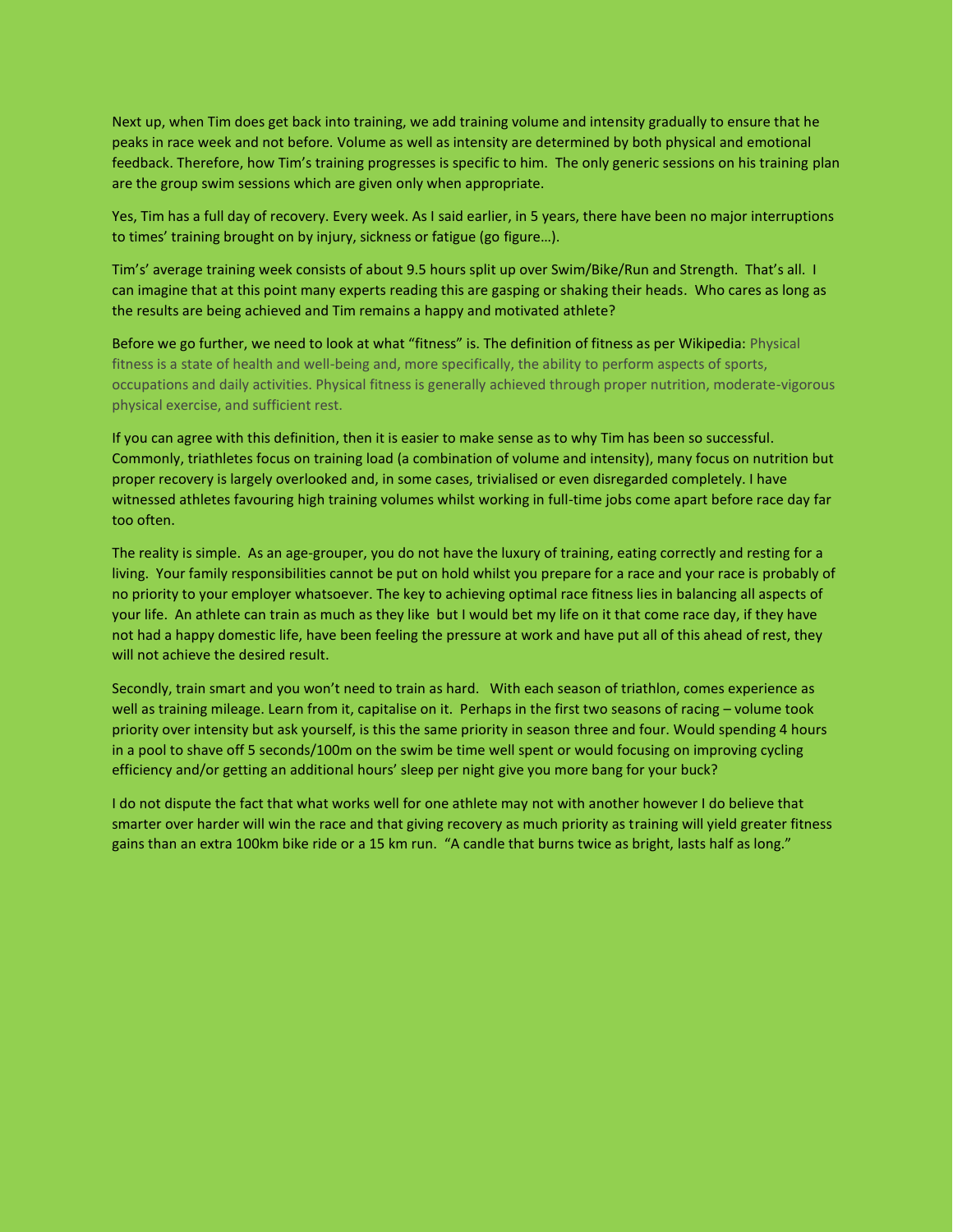Next up, when Tim does get back into training, we add training volume and intensity gradually to ensure that he peaks in race week and not before. Volume as well as intensity are determined by both physical and emotional feedback. Therefore, how Tim's training progresses is specific to him. The only generic sessions on his training plan are the group swim sessions which are given only when appropriate.

Yes, Tim has a full day of recovery. Every week. As I said earlier, in 5 years, there have been no major interruptions to times' training brought on by injury, sickness or fatigue (go figure…).

Tim's' average training week consists of about 9.5 hours split up over Swim/Bike/Run and Strength. That's all. I can imagine that at this point many experts reading this are gasping or shaking their heads. Who cares as long as the results are being achieved and Tim remains a happy and motivated athlete?

Before we go further, we need to look at what "fitness" is. The definition of fitness as per Wikipedia: Physical fitness is a state of health and well-being and, more specifically, the ability to perform aspects of sports, occupations and daily activities. Physical fitness is generally achieved through proper nutrition, moderate-vigorous physical exercise, and sufficient rest.

If you can agree with this definition, then it is easier to make sense as to why Tim has been so successful. Commonly, triathletes focus on training load (a combination of volume and intensity), many focus on nutrition but proper recovery is largely overlooked and, in some cases, trivialised or even disregarded completely. I have witnessed athletes favouring high training volumes whilst working in full-time jobs come apart before race day far too often.

The reality is simple. As an age-grouper, you do not have the luxury of training, eating correctly and resting for a living. Your family responsibilities cannot be put on hold whilst you prepare for a race and your race is probably of no priority to your employer whatsoever. The key to achieving optimal race fitness lies in balancing all aspects of your life. An athlete can train as much as they like but I would bet my life on it that come race day, if they have not had a happy domestic life, have been feeling the pressure at work and have put all of this ahead of rest, they will not achieve the desired result.

Secondly, train smart and you won't need to train as hard. With each season of triathlon, comes experience as well as training mileage. Learn from it, capitalise on it. Perhaps in the first two seasons of racing – volume took priority over intensity but ask yourself, is this the same priority in season three and four. Would spending 4 hours in a pool to shave off 5 seconds/100m on the swim be time well spent or would focusing on improving cycling efficiency and/or getting an additional hours' sleep per night give you more bang for your buck?

I do not dispute the fact that what works well for one athlete may not with another however I do believe that smarter over harder will win the race and that giving recovery as much priority as training will yield greater fitness gains than an extra 100km bike ride or a 15 km run. "A candle that burns twice as bright, lasts half as long."